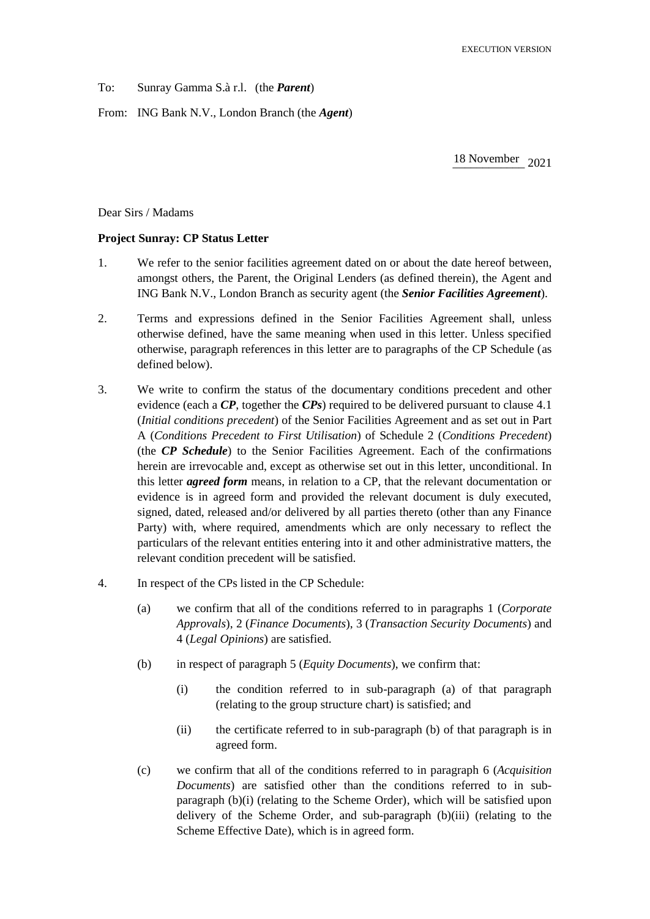EXECUTION VERSION

To: Sunray Gamma S.à r.l. (the ***Parent***)

From: ING Bank N.V., London Branch (the ***Agent***)

18 November 2021

Dear Sirs / Madams

**Project Sunray: CP Status Letter**

1. We refer to the senior facilities agreement dated on or about the date hereof between, amongst others, the Parent, the Original Lenders (as defined therein), the Agent and ING Bank N.V., London Branch as security agent (the ***Senior Facilities Agreement***).

2. Terms and expressions defined in the Senior Facilities Agreement shall, unless otherwise defined, have the same meaning when used in this letter. Unless specified otherwise, paragraph references in this letter are to paragraphs of the CP Schedule (as defined below).

3. We write to confirm the status of the documentary conditions precedent and other evidence (each a ***CP***, together the ***CPs***) required to be delivered pursuant to clause 4.1 (*Initial conditions precedent*) of the Senior Facilities Agreement and as set out in Part A (*Conditions Precedent to First Utilisation*) of Schedule 2 (*Conditions Precedent*) (the ***CP Schedule***) to the Senior Facilities Agreement. Each of the confirmations herein are irrevocable and, except as otherwise set out in this letter, unconditional. In this letter ***agreed form*** means, in relation to a CP, that the relevant documentation or evidence is in agreed form and provided the relevant document is duly executed, signed, dated, released and/or delivered by all parties thereto (other than any Finance Party) with, where required, amendments which are only necessary to reflect the particulars of the relevant entities entering into it and other administrative matters, the relevant condition precedent will be satisfied.

4. In respect of the CPs listed in the CP Schedule:

   (a) we confirm that all of the conditions referred to in paragraphs 1 (*Corporate Approvals*), 2 (*Finance Documents*), 3 (*Transaction Security Documents*) and 4 (*Legal Opinions*) are satisfied.

   (b) in respect of paragraph 5 (*Equity Documents*), we confirm that:

      (i) the condition referred to in sub-paragraph (a) of that paragraph (relating to the group structure chart) is satisfied; and

      (ii) the certificate referred to in sub-paragraph (b) of that paragraph is in agreed form.

   (c) we confirm that all of the conditions referred to in paragraph 6 (*Acquisition Documents*) are satisfied other than the conditions referred to in sub-paragraph (b)(i) (relating to the Scheme Order), which will be satisfied upon delivery of the Scheme Order, and sub-paragraph (b)(iii) (relating to the Scheme Effective Date), which is in agreed form.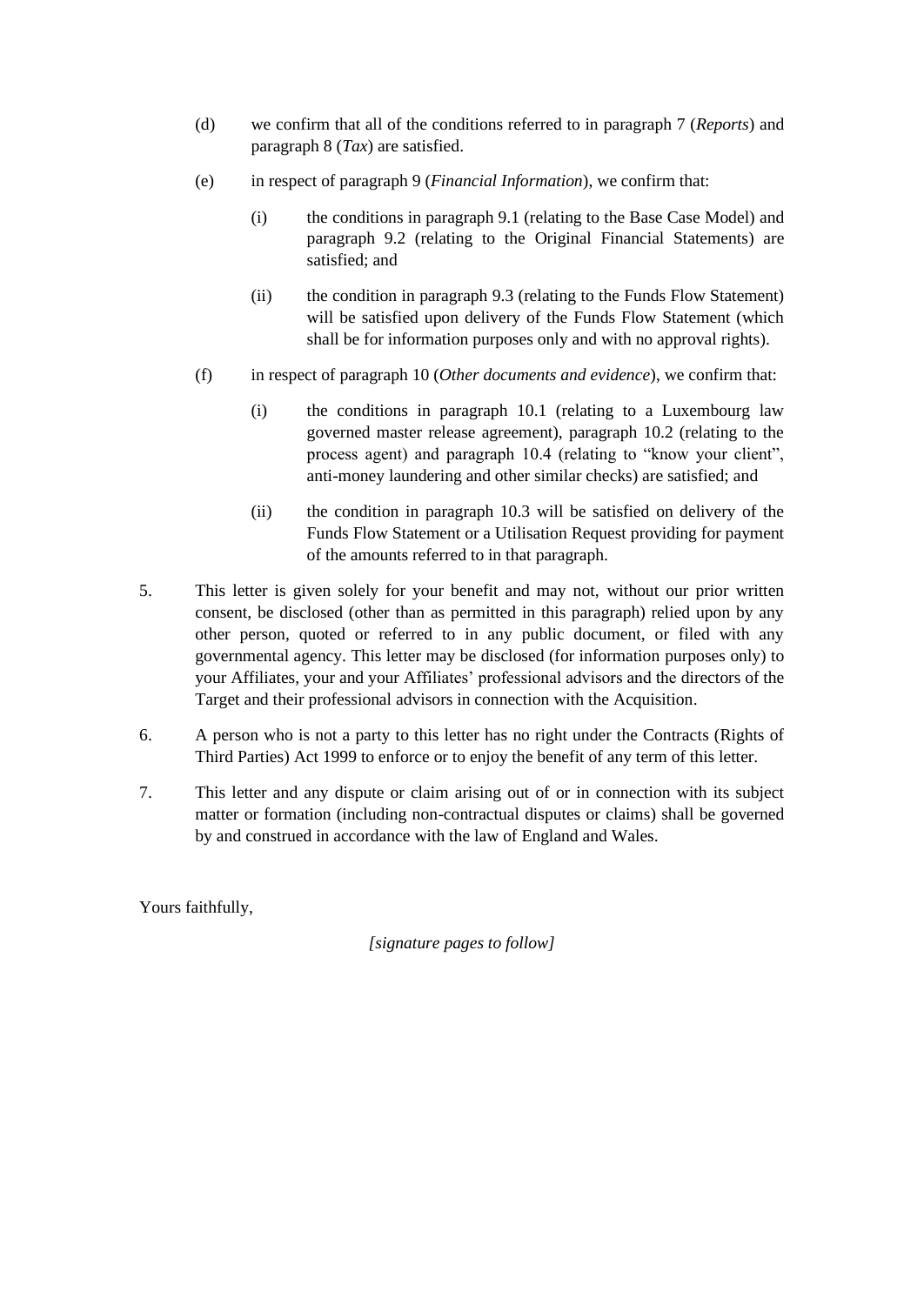(d) we confirm that all of the conditions referred to in paragraph 7 (*Reports*) and paragraph 8 (*Tax*) are satisfied.

(e) in respect of paragraph 9 (*Financial Information*), we confirm that:

   (i) the conditions in paragraph 9.1 (relating to the Base Case Model) and paragraph 9.2 (relating to the Original Financial Statements) are satisfied; and

   (ii) the condition in paragraph 9.3 (relating to the Funds Flow Statement) will be satisfied upon delivery of the Funds Flow Statement (which shall be for information purposes only and with no approval rights).

(f) in respect of paragraph 10 (*Other documents and evidence*), we confirm that:

   (i) the conditions in paragraph 10.1 (relating to a Luxembourg law governed master release agreement), paragraph 10.2 (relating to the process agent) and paragraph 10.4 (relating to "know your client", anti-money laundering and other similar checks) are satisfied; and

   (ii) the condition in paragraph 10.3 will be satisfied on delivery of the Funds Flow Statement or a Utilisation Request providing for payment of the amounts referred to in that paragraph.

5. This letter is given solely for your benefit and may not, without our prior written consent, be disclosed (other than as permitted in this paragraph) relied upon by any other person, quoted or referred to in any public document, or filed with any governmental agency. This letter may be disclosed (for information purposes only) to your Affiliates, your and your Affiliates' professional advisors and the directors of the Target and their professional advisors in connection with the Acquisition.

6. A person who is not a party to this letter has no right under the Contracts (Rights of Third Parties) Act 1999 to enforce or to enjoy the benefit of any term of this letter.

7. This letter and any dispute or claim arising out of or in connection with its subject matter or formation (including non-contractual disputes or claims) shall be governed by and construed in accordance with the law of England and Wales.

Yours faithfully,

*[signature pages to follow]*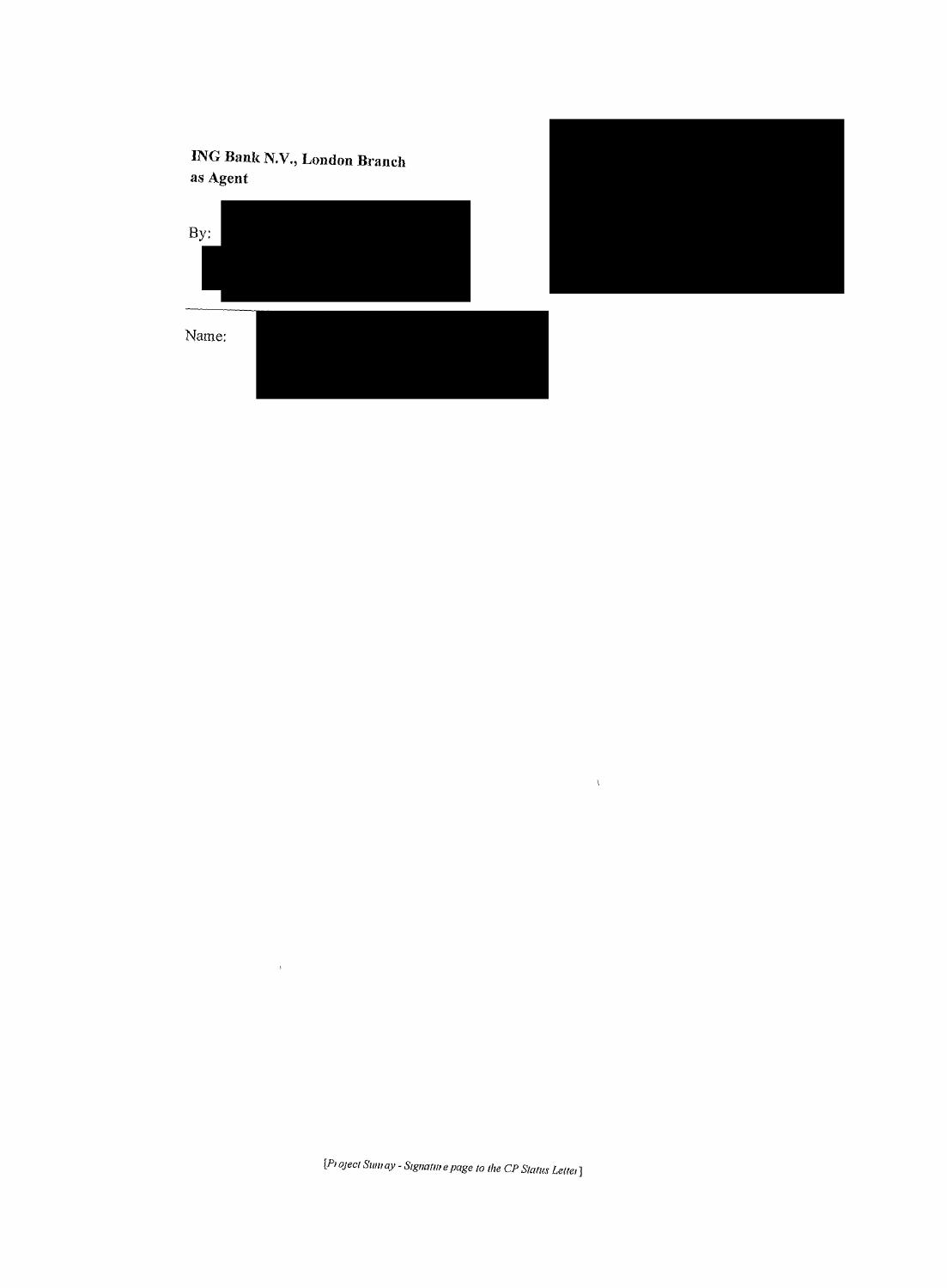**ING Bank N.V., London Branch**
**as Agent**

By:

Name:

*[Project Sunray - Signature page to the CP Status Letter]*